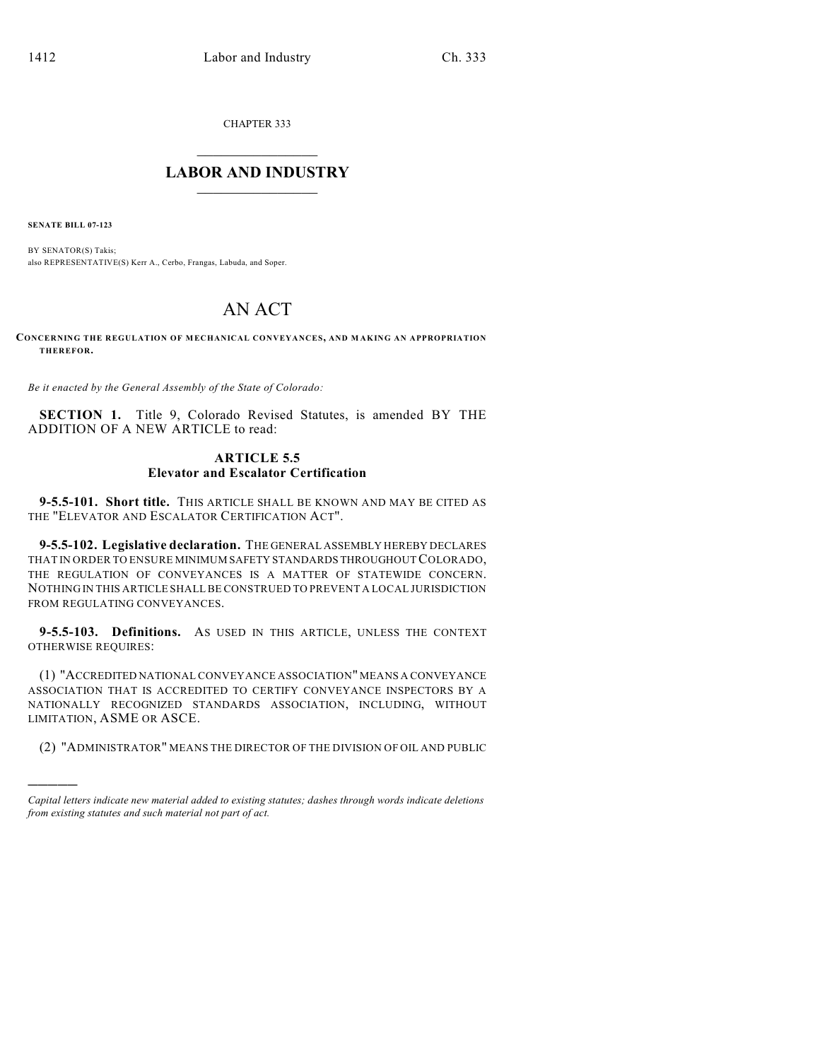CHAPTER 333

# LABOR AND INDUSTRY

**SENATE BILL 07-123**

BY SENATOR(S) Takis;
also REPRESENTATIVE(S) Kerr A., Cerbo, Frangas, Labuda, and Soper.

# AN ACT

**CONCERNING THE REGULATION OF MECHANICAL CONVEYANCES, AND MAKING AN APPROPRIATION THEREFOR.**

*Be it enacted by the General Assembly of the State of Colorado:*

**SECTION 1.** Title 9, Colorado Revised Statutes, is amended BY THE ADDITION OF A NEW ARTICLE to read:

## ARTICLE 5.5
## Elevator and Escalator Certification

**9-5.5-101. Short title.** THIS ARTICLE SHALL BE KNOWN AND MAY BE CITED AS THE "ELEVATOR AND ESCALATOR CERTIFICATION ACT".

**9-5.5-102. Legislative declaration.** THE GENERAL ASSEMBLY HEREBY DECLARES THAT IN ORDER TO ENSURE MINIMUM SAFETY STANDARDS THROUGHOUT COLORADO, THE REGULATION OF CONVEYANCES IS A MATTER OF STATEWIDE CONCERN. NOTHING IN THIS ARTICLE SHALL BE CONSTRUED TO PREVENT A LOCAL JURISDICTION FROM REGULATING CONVEYANCES.

**9-5.5-103. Definitions.** AS USED IN THIS ARTICLE, UNLESS THE CONTEXT OTHERWISE REQUIRES:

(1) "ACCREDITED NATIONAL CONVEYANCE ASSOCIATION" MEANS A CONVEYANCE ASSOCIATION THAT IS ACCREDITED TO CERTIFY CONVEYANCE INSPECTORS BY A NATIONALLY RECOGNIZED STANDARDS ASSOCIATION, INCLUDING, WITHOUT LIMITATION, ASME OR ASCE.

(2) "ADMINISTRATOR" MEANS THE DIRECTOR OF THE DIVISION OF OIL AND PUBLIC

*Capital letters indicate new material added to existing statutes; dashes through words indicate deletions from existing statutes and such material not part of act.*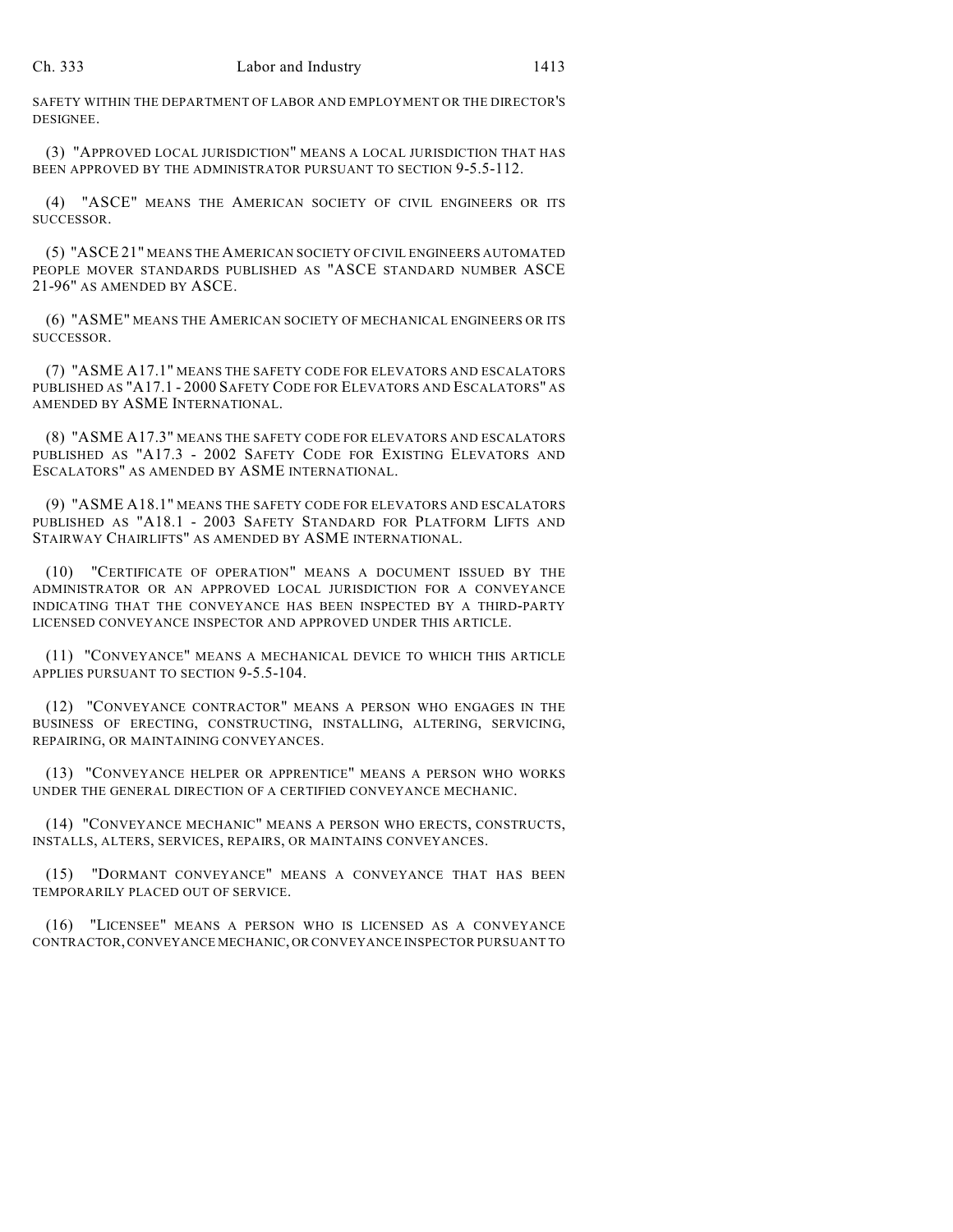SAFETY WITHIN THE DEPARTMENT OF LABOR AND EMPLOYMENT OR THE DIRECTOR'S DESIGNEE.

(3) "APPROVED LOCAL JURISDICTION" MEANS A LOCAL JURISDICTION THAT HAS BEEN APPROVED BY THE ADMINISTRATOR PURSUANT TO SECTION 9-5.5-112.

(4) "ASCE" MEANS THE AMERICAN SOCIETY OF CIVIL ENGINEERS OR ITS SUCCESSOR.

(5) "ASCE 21" MEANS THE AMERICAN SOCIETY OF CIVIL ENGINEERS AUTOMATED PEOPLE MOVER STANDARDS PUBLISHED AS "ASCE STANDARD NUMBER ASCE 21-96" AS AMENDED BY ASCE.

(6) "ASME" MEANS THE AMERICAN SOCIETY OF MECHANICAL ENGINEERS OR ITS SUCCESSOR.

(7) "ASME A17.1" MEANS THE SAFETY CODE FOR ELEVATORS AND ESCALATORS PUBLISHED AS "A17.1 - 2000 SAFETY CODE FOR ELEVATORS AND ESCALATORS" AS AMENDED BY ASME INTERNATIONAL.

(8) "ASME A17.3" MEANS THE SAFETY CODE FOR ELEVATORS AND ESCALATORS PUBLISHED AS "A17.3 - 2002 SAFETY CODE FOR EXISTING ELEVATORS AND ESCALATORS" AS AMENDED BY ASME INTERNATIONAL.

(9) "ASME A18.1" MEANS THE SAFETY CODE FOR ELEVATORS AND ESCALATORS PUBLISHED AS "A18.1 - 2003 SAFETY STANDARD FOR PLATFORM LIFTS AND STAIRWAY CHAIRLIFTS" AS AMENDED BY ASME INTERNATIONAL.

(10) "CERTIFICATE OF OPERATION" MEANS A DOCUMENT ISSUED BY THE ADMINISTRATOR OR AN APPROVED LOCAL JURISDICTION FOR A CONVEYANCE INDICATING THAT THE CONVEYANCE HAS BEEN INSPECTED BY A THIRD-PARTY LICENSED CONVEYANCE INSPECTOR AND APPROVED UNDER THIS ARTICLE.

(11) "CONVEYANCE" MEANS A MECHANICAL DEVICE TO WHICH THIS ARTICLE APPLIES PURSUANT TO SECTION 9-5.5-104.

(12) "CONVEYANCE CONTRACTOR" MEANS A PERSON WHO ENGAGES IN THE BUSINESS OF ERECTING, CONSTRUCTING, INSTALLING, ALTERING, SERVICING, REPAIRING, OR MAINTAINING CONVEYANCES.

(13) "CONVEYANCE HELPER OR APPRENTICE" MEANS A PERSON WHO WORKS UNDER THE GENERAL DIRECTION OF A CERTIFIED CONVEYANCE MECHANIC.

(14) "CONVEYANCE MECHANIC" MEANS A PERSON WHO ERECTS, CONSTRUCTS, INSTALLS, ALTERS, SERVICES, REPAIRS, OR MAINTAINS CONVEYANCES.

(15) "DORMANT CONVEYANCE" MEANS A CONVEYANCE THAT HAS BEEN TEMPORARILY PLACED OUT OF SERVICE.

(16) "LICENSEE" MEANS A PERSON WHO IS LICENSED AS A CONVEYANCE CONTRACTOR, CONVEYANCE MECHANIC, OR CONVEYANCE INSPECTOR PURSUANT TO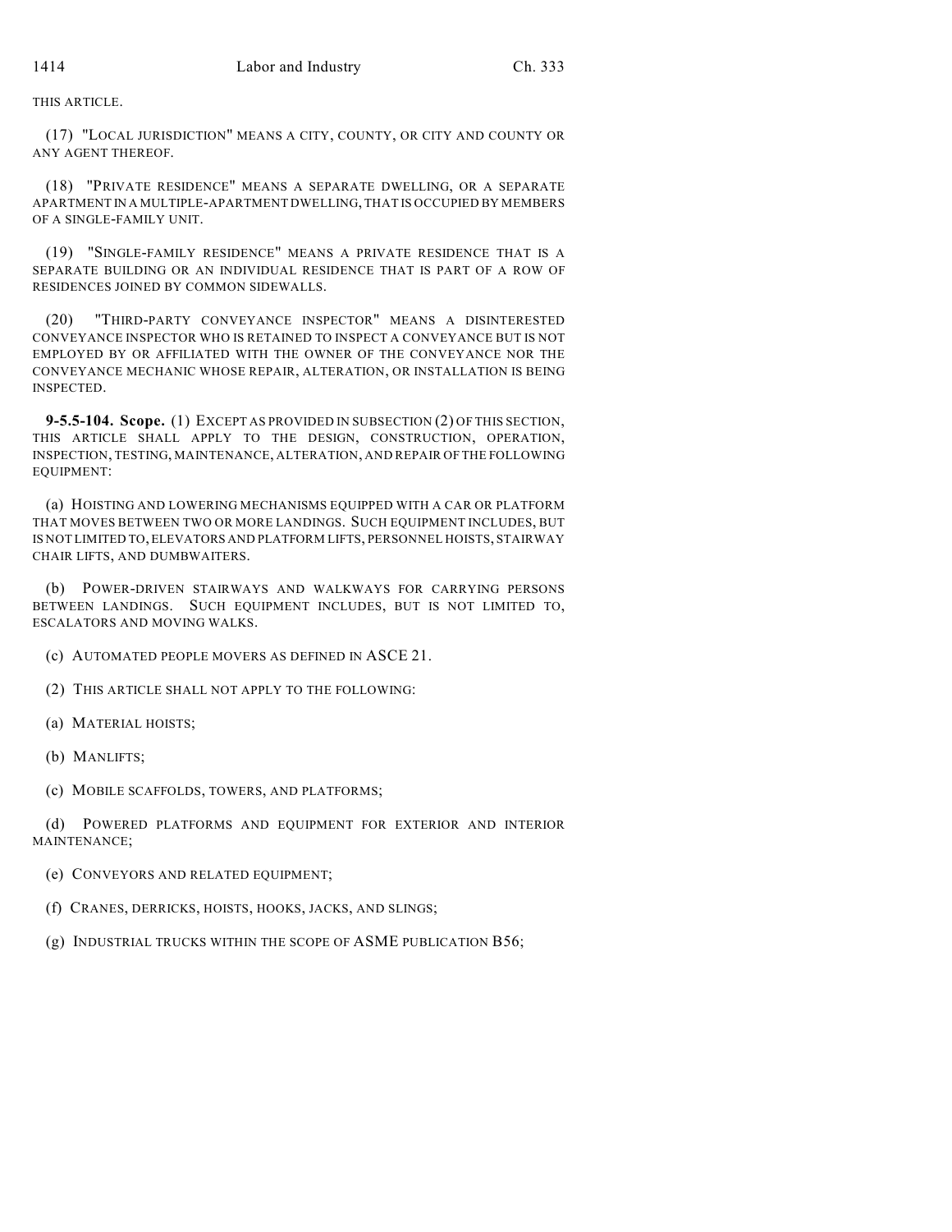THIS ARTICLE.

(17) "LOCAL JURISDICTION" MEANS A CITY, COUNTY, OR CITY AND COUNTY OR ANY AGENT THEREOF.

(18) "PRIVATE RESIDENCE" MEANS A SEPARATE DWELLING, OR A SEPARATE APARTMENT IN A MULTIPLE-APARTMENT DWELLING, THAT IS OCCUPIED BY MEMBERS OF A SINGLE-FAMILY UNIT.

(19) "SINGLE-FAMILY RESIDENCE" MEANS A PRIVATE RESIDENCE THAT IS A SEPARATE BUILDING OR AN INDIVIDUAL RESIDENCE THAT IS PART OF A ROW OF RESIDENCES JOINED BY COMMON SIDEWALLS.

(20) "THIRD-PARTY CONVEYANCE INSPECTOR" MEANS A DISINTERESTED CONVEYANCE INSPECTOR WHO IS RETAINED TO INSPECT A CONVEYANCE BUT IS NOT EMPLOYED BY OR AFFILIATED WITH THE OWNER OF THE CONVEYANCE NOR THE CONVEYANCE MECHANIC WHOSE REPAIR, ALTERATION, OR INSTALLATION IS BEING INSPECTED.

**9-5.5-104. Scope.** (1) EXCEPT AS PROVIDED IN SUBSECTION (2) OF THIS SECTION, THIS ARTICLE SHALL APPLY TO THE DESIGN, CONSTRUCTION, OPERATION, INSPECTION, TESTING, MAINTENANCE, ALTERATION, AND REPAIR OF THE FOLLOWING EQUIPMENT:

(a) HOISTING AND LOWERING MECHANISMS EQUIPPED WITH A CAR OR PLATFORM THAT MOVES BETWEEN TWO OR MORE LANDINGS. SUCH EQUIPMENT INCLUDES, BUT IS NOT LIMITED TO, ELEVATORS AND PLATFORM LIFTS, PERSONNEL HOISTS, STAIRWAY CHAIR LIFTS, AND DUMBWAITERS.

(b) POWER-DRIVEN STAIRWAYS AND WALKWAYS FOR CARRYING PERSONS BETWEEN LANDINGS. SUCH EQUIPMENT INCLUDES, BUT IS NOT LIMITED TO, ESCALATORS AND MOVING WALKS.

(c) AUTOMATED PEOPLE MOVERS AS DEFINED IN ASCE 21.

(2) THIS ARTICLE SHALL NOT APPLY TO THE FOLLOWING:

(a) MATERIAL HOISTS;

(b) MANLIFTS;

(c) MOBILE SCAFFOLDS, TOWERS, AND PLATFORMS;

(d) POWERED PLATFORMS AND EQUIPMENT FOR EXTERIOR AND INTERIOR MAINTENANCE;

(e) CONVEYORS AND RELATED EQUIPMENT;

(f) CRANES, DERRICKS, HOISTS, HOOKS, JACKS, AND SLINGS;

(g) INDUSTRIAL TRUCKS WITHIN THE SCOPE OF ASME PUBLICATION B56;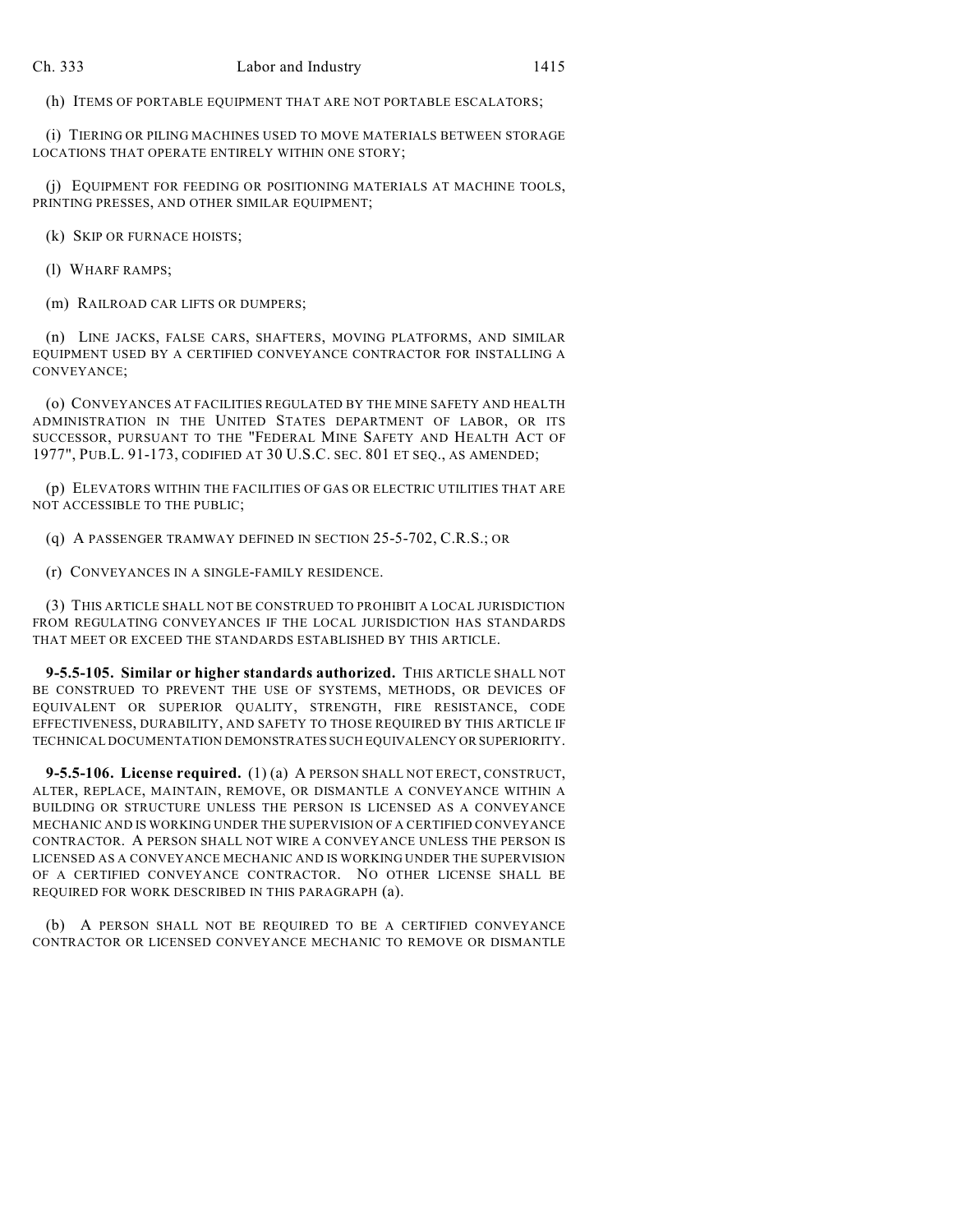(h) ITEMS OF PORTABLE EQUIPMENT THAT ARE NOT PORTABLE ESCALATORS;

(i) TIERING OR PILING MACHINES USED TO MOVE MATERIALS BETWEEN STORAGE LOCATIONS THAT OPERATE ENTIRELY WITHIN ONE STORY;

(j) EQUIPMENT FOR FEEDING OR POSITIONING MATERIALS AT MACHINE TOOLS, PRINTING PRESSES, AND OTHER SIMILAR EQUIPMENT;

(k) SKIP OR FURNACE HOISTS;

(l) WHARF RAMPS;

(m) RAILROAD CAR LIFTS OR DUMPERS;

(n) LINE JACKS, FALSE CARS, SHAFTERS, MOVING PLATFORMS, AND SIMILAR EQUIPMENT USED BY A CERTIFIED CONVEYANCE CONTRACTOR FOR INSTALLING A CONVEYANCE;

(o) CONVEYANCES AT FACILITIES REGULATED BY THE MINE SAFETY AND HEALTH ADMINISTRATION IN THE UNITED STATES DEPARTMENT OF LABOR, OR ITS SUCCESSOR, PURSUANT TO THE "FEDERAL MINE SAFETY AND HEALTH ACT OF 1977", PUB.L. 91-173, CODIFIED AT 30 U.S.C. SEC. 801 ET SEQ., AS AMENDED;

(p) ELEVATORS WITHIN THE FACILITIES OF GAS OR ELECTRIC UTILITIES THAT ARE NOT ACCESSIBLE TO THE PUBLIC;

(q) A PASSENGER TRAMWAY DEFINED IN SECTION 25-5-702, C.R.S.; OR

(r) CONVEYANCES IN A SINGLE-FAMILY RESIDENCE.

(3) THIS ARTICLE SHALL NOT BE CONSTRUED TO PROHIBIT A LOCAL JURISDICTION FROM REGULATING CONVEYANCES IF THE LOCAL JURISDICTION HAS STANDARDS THAT MEET OR EXCEED THE STANDARDS ESTABLISHED BY THIS ARTICLE.

**9-5.5-105. Similar or higher standards authorized.** THIS ARTICLE SHALL NOT BE CONSTRUED TO PREVENT THE USE OF SYSTEMS, METHODS, OR DEVICES OF EQUIVALENT OR SUPERIOR QUALITY, STRENGTH, FIRE RESISTANCE, CODE EFFECTIVENESS, DURABILITY, AND SAFETY TO THOSE REQUIRED BY THIS ARTICLE IF TECHNICAL DOCUMENTATION DEMONSTRATES SUCH EQUIVALENCY OR SUPERIORITY.

**9-5.5-106. License required.** (1) (a) A PERSON SHALL NOT ERECT, CONSTRUCT, ALTER, REPLACE, MAINTAIN, REMOVE, OR DISMANTLE A CONVEYANCE WITHIN A BUILDING OR STRUCTURE UNLESS THE PERSON IS LICENSED AS A CONVEYANCE MECHANIC AND IS WORKING UNDER THE SUPERVISION OF A CERTIFIED CONVEYANCE CONTRACTOR. A PERSON SHALL NOT WIRE A CONVEYANCE UNLESS THE PERSON IS LICENSED AS A CONVEYANCE MECHANIC AND IS WORKING UNDER THE SUPERVISION OF A CERTIFIED CONVEYANCE CONTRACTOR. NO OTHER LICENSE SHALL BE REQUIRED FOR WORK DESCRIBED IN THIS PARAGRAPH (a).

(b) A PERSON SHALL NOT BE REQUIRED TO BE A CERTIFIED CONVEYANCE CONTRACTOR OR LICENSED CONVEYANCE MECHANIC TO REMOVE OR DISMANTLE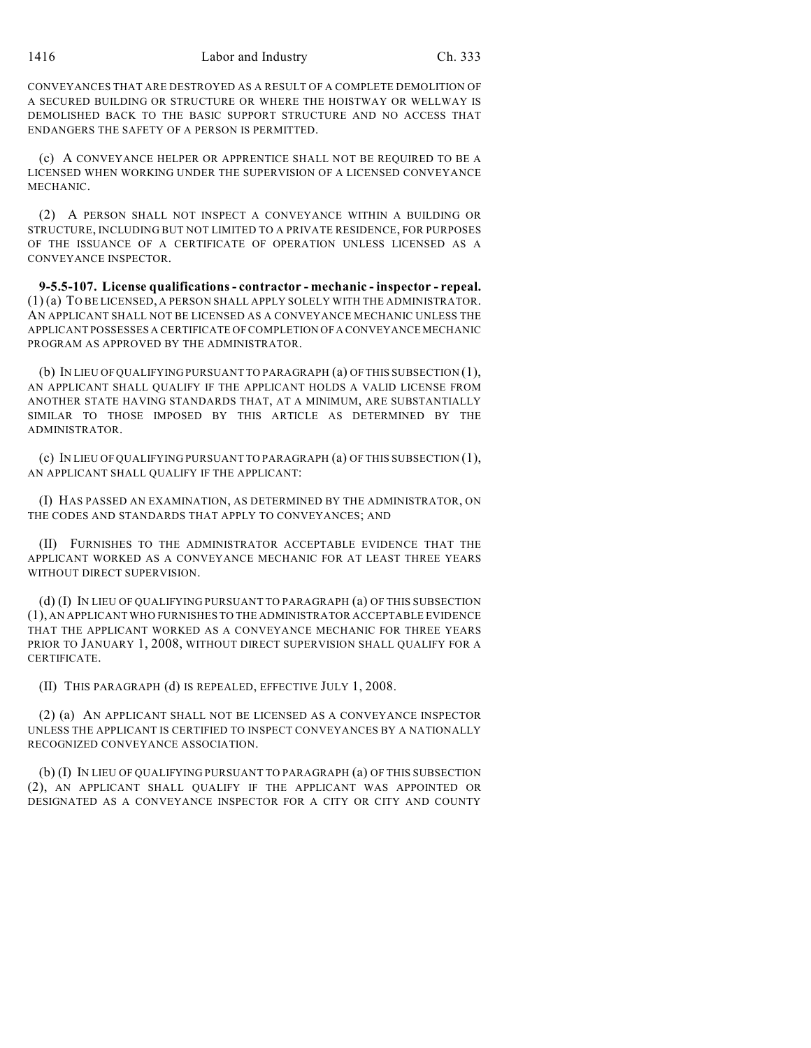CONVEYANCES THAT ARE DESTROYED AS A RESULT OF A COMPLETE DEMOLITION OF A SECURED BUILDING OR STRUCTURE OR WHERE THE HOISTWAY OR WELLWAY IS DEMOLISHED BACK TO THE BASIC SUPPORT STRUCTURE AND NO ACCESS THAT ENDANGERS THE SAFETY OF A PERSON IS PERMITTED.

(c) A CONVEYANCE HELPER OR APPRENTICE SHALL NOT BE REQUIRED TO BE A LICENSED WHEN WORKING UNDER THE SUPERVISION OF A LICENSED CONVEYANCE MECHANIC.

(2) A PERSON SHALL NOT INSPECT A CONVEYANCE WITHIN A BUILDING OR STRUCTURE, INCLUDING BUT NOT LIMITED TO A PRIVATE RESIDENCE, FOR PURPOSES OF THE ISSUANCE OF A CERTIFICATE OF OPERATION UNLESS LICENSED AS A CONVEYANCE INSPECTOR.

**9-5.5-107. License qualifications - contractor - mechanic - inspector - repeal.** (1) (a) TO BE LICENSED, A PERSON SHALL APPLY SOLELY WITH THE ADMINISTRATOR. AN APPLICANT SHALL NOT BE LICENSED AS A CONVEYANCE MECHANIC UNLESS THE APPLICANT POSSESSES A CERTIFICATE OF COMPLETION OF A CONVEYANCE MECHANIC PROGRAM AS APPROVED BY THE ADMINISTRATOR.

(b) IN LIEU OF QUALIFYING PURSUANT TO PARAGRAPH (a) OF THIS SUBSECTION (1), AN APPLICANT SHALL QUALIFY IF THE APPLICANT HOLDS A VALID LICENSE FROM ANOTHER STATE HAVING STANDARDS THAT, AT A MINIMUM, ARE SUBSTANTIALLY SIMILAR TO THOSE IMPOSED BY THIS ARTICLE AS DETERMINED BY THE ADMINISTRATOR.

(c) IN LIEU OF QUALIFYING PURSUANT TO PARAGRAPH (a) OF THIS SUBSECTION (1), AN APPLICANT SHALL QUALIFY IF THE APPLICANT:

(I) HAS PASSED AN EXAMINATION, AS DETERMINED BY THE ADMINISTRATOR, ON THE CODES AND STANDARDS THAT APPLY TO CONVEYANCES; AND

(II) FURNISHES TO THE ADMINISTRATOR ACCEPTABLE EVIDENCE THAT THE APPLICANT WORKED AS A CONVEYANCE MECHANIC FOR AT LEAST THREE YEARS WITHOUT DIRECT SUPERVISION.

(d) (I) IN LIEU OF QUALIFYING PURSUANT TO PARAGRAPH (a) OF THIS SUBSECTION (1), AN APPLICANT WHO FURNISHES TO THE ADMINISTRATOR ACCEPTABLE EVIDENCE THAT THE APPLICANT WORKED AS A CONVEYANCE MECHANIC FOR THREE YEARS PRIOR TO JANUARY 1, 2008, WITHOUT DIRECT SUPERVISION SHALL QUALIFY FOR A CERTIFICATE.

(II) THIS PARAGRAPH (d) IS REPEALED, EFFECTIVE JULY 1, 2008.

(2) (a) AN APPLICANT SHALL NOT BE LICENSED AS A CONVEYANCE INSPECTOR UNLESS THE APPLICANT IS CERTIFIED TO INSPECT CONVEYANCES BY A NATIONALLY RECOGNIZED CONVEYANCE ASSOCIATION.

(b) (I) IN LIEU OF QUALIFYING PURSUANT TO PARAGRAPH (a) OF THIS SUBSECTION (2), AN APPLICANT SHALL QUALIFY IF THE APPLICANT WAS APPOINTED OR DESIGNATED AS A CONVEYANCE INSPECTOR FOR A CITY OR CITY AND COUNTY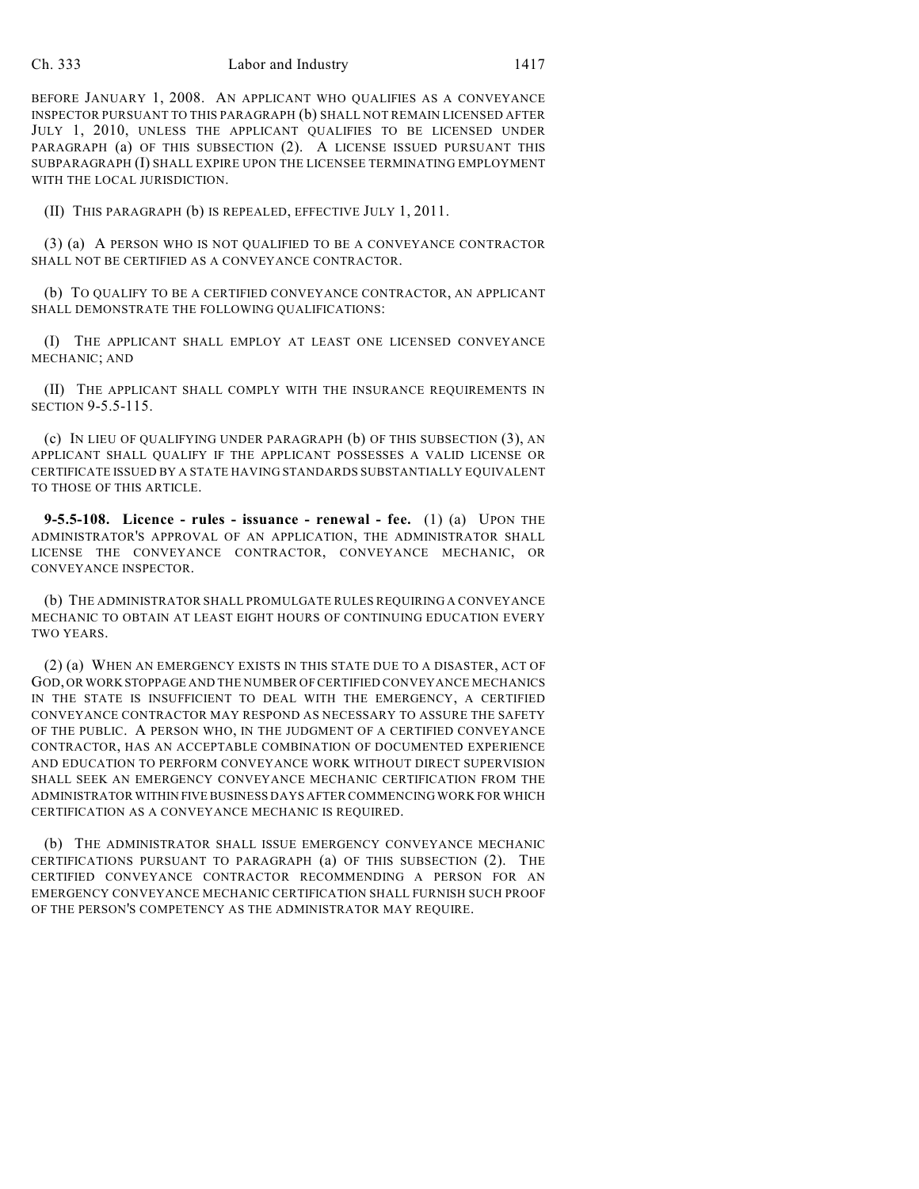BEFORE JANUARY 1, 2008. AN APPLICANT WHO QUALIFIES AS A CONVEYANCE INSPECTOR PURSUANT TO THIS PARAGRAPH (b) SHALL NOT REMAIN LICENSED AFTER JULY 1, 2010, UNLESS THE APPLICANT QUALIFIES TO BE LICENSED UNDER PARAGRAPH (a) OF THIS SUBSECTION (2). A LICENSE ISSUED PURSUANT THIS SUBPARAGRAPH (I) SHALL EXPIRE UPON THE LICENSEE TERMINATING EMPLOYMENT WITH THE LOCAL JURISDICTION.

(II) THIS PARAGRAPH (b) IS REPEALED, EFFECTIVE JULY 1, 2011.

(3) (a) A PERSON WHO IS NOT QUALIFIED TO BE A CONVEYANCE CONTRACTOR SHALL NOT BE CERTIFIED AS A CONVEYANCE CONTRACTOR.

(b) TO QUALIFY TO BE A CERTIFIED CONVEYANCE CONTRACTOR, AN APPLICANT SHALL DEMONSTRATE THE FOLLOWING QUALIFICATIONS:

(I) THE APPLICANT SHALL EMPLOY AT LEAST ONE LICENSED CONVEYANCE MECHANIC; AND

(II) THE APPLICANT SHALL COMPLY WITH THE INSURANCE REQUIREMENTS IN SECTION 9-5.5-115.

(c) IN LIEU OF QUALIFYING UNDER PARAGRAPH (b) OF THIS SUBSECTION (3), AN APPLICANT SHALL QUALIFY IF THE APPLICANT POSSESSES A VALID LICENSE OR CERTIFICATE ISSUED BY A STATE HAVING STANDARDS SUBSTANTIALLY EQUIVALENT TO THOSE OF THIS ARTICLE.

**9-5.5-108. Licence - rules - issuance - renewal - fee.** (1) (a) UPON THE ADMINISTRATOR'S APPROVAL OF AN APPLICATION, THE ADMINISTRATOR SHALL LICENSE THE CONVEYANCE CONTRACTOR, CONVEYANCE MECHANIC, OR CONVEYANCE INSPECTOR.

(b) THE ADMINISTRATOR SHALL PROMULGATE RULES REQUIRING A CONVEYANCE MECHANIC TO OBTAIN AT LEAST EIGHT HOURS OF CONTINUING EDUCATION EVERY TWO YEARS.

(2) (a) WHEN AN EMERGENCY EXISTS IN THIS STATE DUE TO A DISASTER, ACT OF GOD, OR WORK STOPPAGE AND THE NUMBER OF CERTIFIED CONVEYANCE MECHANICS IN THE STATE IS INSUFFICIENT TO DEAL WITH THE EMERGENCY, A CERTIFIED CONVEYANCE CONTRACTOR MAY RESPOND AS NECESSARY TO ASSURE THE SAFETY OF THE PUBLIC. A PERSON WHO, IN THE JUDGMENT OF A CERTIFIED CONVEYANCE CONTRACTOR, HAS AN ACCEPTABLE COMBINATION OF DOCUMENTED EXPERIENCE AND EDUCATION TO PERFORM CONVEYANCE WORK WITHOUT DIRECT SUPERVISION SHALL SEEK AN EMERGENCY CONVEYANCE MECHANIC CERTIFICATION FROM THE ADMINISTRATOR WITHIN FIVE BUSINESS DAYS AFTER COMMENCING WORK FOR WHICH CERTIFICATION AS A CONVEYANCE MECHANIC IS REQUIRED.

(b) THE ADMINISTRATOR SHALL ISSUE EMERGENCY CONVEYANCE MECHANIC CERTIFICATIONS PURSUANT TO PARAGRAPH (a) OF THIS SUBSECTION (2). THE CERTIFIED CONVEYANCE CONTRACTOR RECOMMENDING A PERSON FOR AN EMERGENCY CONVEYANCE MECHANIC CERTIFICATION SHALL FURNISH SUCH PROOF OF THE PERSON'S COMPETENCY AS THE ADMINISTRATOR MAY REQUIRE.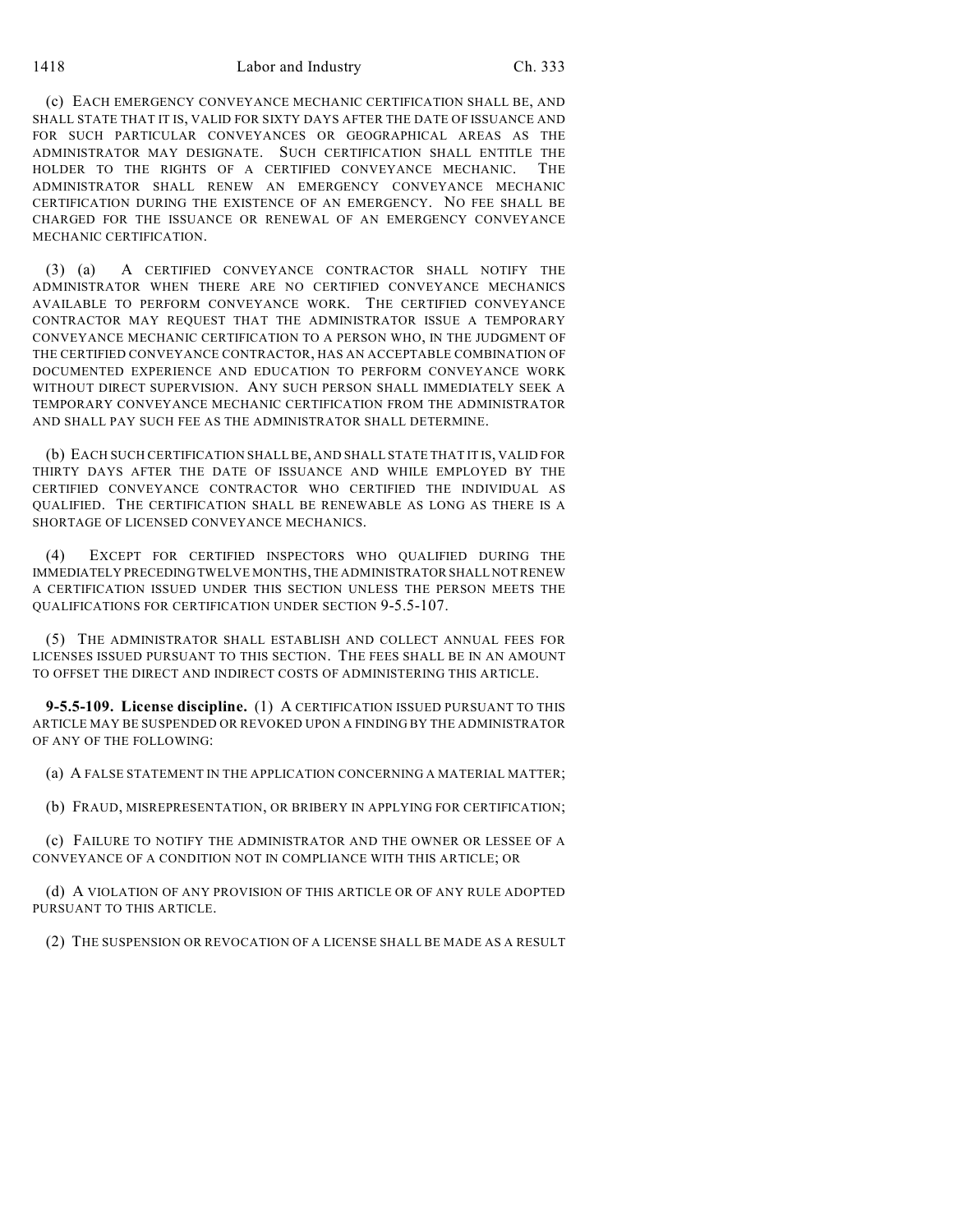(c) EACH EMERGENCY CONVEYANCE MECHANIC CERTIFICATION SHALL BE, AND SHALL STATE THAT IT IS, VALID FOR SIXTY DAYS AFTER THE DATE OF ISSUANCE AND FOR SUCH PARTICULAR CONVEYANCES OR GEOGRAPHICAL AREAS AS THE ADMINISTRATOR MAY DESIGNATE. SUCH CERTIFICATION SHALL ENTITLE THE HOLDER TO THE RIGHTS OF A CERTIFIED CONVEYANCE MECHANIC. THE ADMINISTRATOR SHALL RENEW AN EMERGENCY CONVEYANCE MECHANIC CERTIFICATION DURING THE EXISTENCE OF AN EMERGENCY. NO FEE SHALL BE CHARGED FOR THE ISSUANCE OR RENEWAL OF AN EMERGENCY CONVEYANCE MECHANIC CERTIFICATION.

(3) (a) A CERTIFIED CONVEYANCE CONTRACTOR SHALL NOTIFY THE ADMINISTRATOR WHEN THERE ARE NO CERTIFIED CONVEYANCE MECHANICS AVAILABLE TO PERFORM CONVEYANCE WORK. THE CERTIFIED CONVEYANCE CONTRACTOR MAY REQUEST THAT THE ADMINISTRATOR ISSUE A TEMPORARY CONVEYANCE MECHANIC CERTIFICATION TO A PERSON WHO, IN THE JUDGMENT OF THE CERTIFIED CONVEYANCE CONTRACTOR, HAS AN ACCEPTABLE COMBINATION OF DOCUMENTED EXPERIENCE AND EDUCATION TO PERFORM CONVEYANCE WORK WITHOUT DIRECT SUPERVISION. ANY SUCH PERSON SHALL IMMEDIATELY SEEK A TEMPORARY CONVEYANCE MECHANIC CERTIFICATION FROM THE ADMINISTRATOR AND SHALL PAY SUCH FEE AS THE ADMINISTRATOR SHALL DETERMINE.

(b) EACH SUCH CERTIFICATION SHALL BE, AND SHALL STATE THAT IT IS, VALID FOR THIRTY DAYS AFTER THE DATE OF ISSUANCE AND WHILE EMPLOYED BY THE CERTIFIED CONVEYANCE CONTRACTOR WHO CERTIFIED THE INDIVIDUAL AS QUALIFIED. THE CERTIFICATION SHALL BE RENEWABLE AS LONG AS THERE IS A SHORTAGE OF LICENSED CONVEYANCE MECHANICS.

(4) EXCEPT FOR CERTIFIED INSPECTORS WHO QUALIFIED DURING THE IMMEDIATELY PRECEDING TWELVE MONTHS, THE ADMINISTRATOR SHALL NOT RENEW A CERTIFICATION ISSUED UNDER THIS SECTION UNLESS THE PERSON MEETS THE QUALIFICATIONS FOR CERTIFICATION UNDER SECTION 9-5.5-107.

(5) THE ADMINISTRATOR SHALL ESTABLISH AND COLLECT ANNUAL FEES FOR LICENSES ISSUED PURSUANT TO THIS SECTION. THE FEES SHALL BE IN AN AMOUNT TO OFFSET THE DIRECT AND INDIRECT COSTS OF ADMINISTERING THIS ARTICLE.

**9-5.5-109. License discipline.** (1) A CERTIFICATION ISSUED PURSUANT TO THIS ARTICLE MAY BE SUSPENDED OR REVOKED UPON A FINDING BY THE ADMINISTRATOR OF ANY OF THE FOLLOWING:

(a) A FALSE STATEMENT IN THE APPLICATION CONCERNING A MATERIAL MATTER;

(b) FRAUD, MISREPRESENTATION, OR BRIBERY IN APPLYING FOR CERTIFICATION;

(c) FAILURE TO NOTIFY THE ADMINISTRATOR AND THE OWNER OR LESSEE OF A CONVEYANCE OF A CONDITION NOT IN COMPLIANCE WITH THIS ARTICLE; OR

(d) A VIOLATION OF ANY PROVISION OF THIS ARTICLE OR OF ANY RULE ADOPTED PURSUANT TO THIS ARTICLE.

(2) THE SUSPENSION OR REVOCATION OF A LICENSE SHALL BE MADE AS A RESULT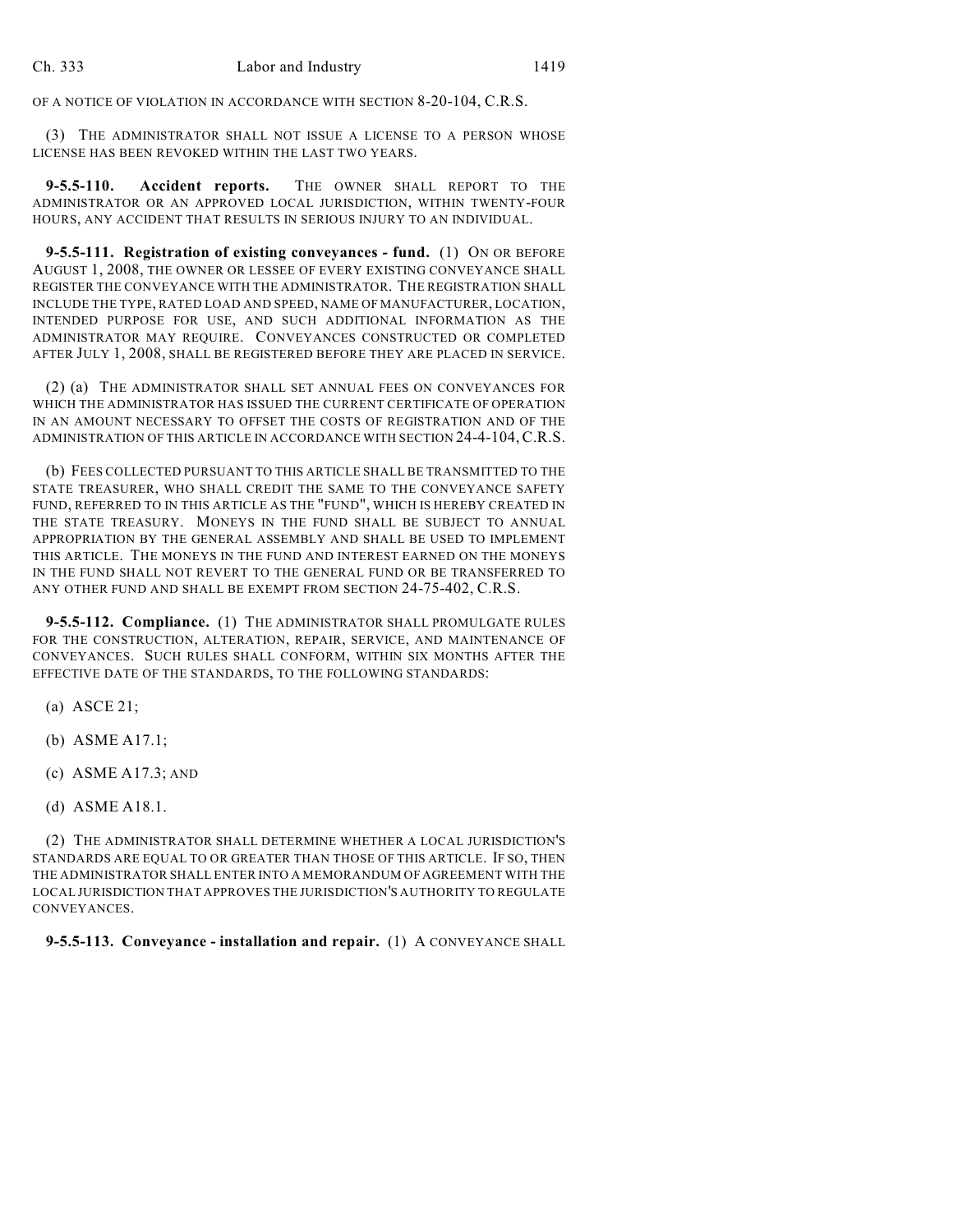OF A NOTICE OF VIOLATION IN ACCORDANCE WITH SECTION 8-20-104, C.R.S.

(3) THE ADMINISTRATOR SHALL NOT ISSUE A LICENSE TO A PERSON WHOSE LICENSE HAS BEEN REVOKED WITHIN THE LAST TWO YEARS.

**9-5.5-110. Accident reports.** THE OWNER SHALL REPORT TO THE ADMINISTRATOR OR AN APPROVED LOCAL JURISDICTION, WITHIN TWENTY-FOUR HOURS, ANY ACCIDENT THAT RESULTS IN SERIOUS INJURY TO AN INDIVIDUAL.

**9-5.5-111. Registration of existing conveyances - fund.** (1) ON OR BEFORE AUGUST 1, 2008, THE OWNER OR LESSEE OF EVERY EXISTING CONVEYANCE SHALL REGISTER THE CONVEYANCE WITH THE ADMINISTRATOR. THE REGISTRATION SHALL INCLUDE THE TYPE, RATED LOAD AND SPEED, NAME OF MANUFACTURER, LOCATION, INTENDED PURPOSE FOR USE, AND SUCH ADDITIONAL INFORMATION AS THE ADMINISTRATOR MAY REQUIRE. CONVEYANCES CONSTRUCTED OR COMPLETED AFTER JULY 1, 2008, SHALL BE REGISTERED BEFORE THEY ARE PLACED IN SERVICE.

(2) (a) THE ADMINISTRATOR SHALL SET ANNUAL FEES ON CONVEYANCES FOR WHICH THE ADMINISTRATOR HAS ISSUED THE CURRENT CERTIFICATE OF OPERATION IN AN AMOUNT NECESSARY TO OFFSET THE COSTS OF REGISTRATION AND OF THE ADMINISTRATION OF THIS ARTICLE IN ACCORDANCE WITH SECTION 24-4-104, C.R.S.

(b) FEES COLLECTED PURSUANT TO THIS ARTICLE SHALL BE TRANSMITTED TO THE STATE TREASURER, WHO SHALL CREDIT THE SAME TO THE CONVEYANCE SAFETY FUND, REFERRED TO IN THIS ARTICLE AS THE "FUND", WHICH IS HEREBY CREATED IN THE STATE TREASURY. MONEYS IN THE FUND SHALL BE SUBJECT TO ANNUAL APPROPRIATION BY THE GENERAL ASSEMBLY AND SHALL BE USED TO IMPLEMENT THIS ARTICLE. THE MONEYS IN THE FUND AND INTEREST EARNED ON THE MONEYS IN THE FUND SHALL NOT REVERT TO THE GENERAL FUND OR BE TRANSFERRED TO ANY OTHER FUND AND SHALL BE EXEMPT FROM SECTION 24-75-402, C.R.S.

**9-5.5-112. Compliance.** (1) THE ADMINISTRATOR SHALL PROMULGATE RULES FOR THE CONSTRUCTION, ALTERATION, REPAIR, SERVICE, AND MAINTENANCE OF CONVEYANCES. SUCH RULES SHALL CONFORM, WITHIN SIX MONTHS AFTER THE EFFECTIVE DATE OF THE STANDARDS, TO THE FOLLOWING STANDARDS:

(a) ASCE 21;

(b) ASME A17.1;

(c) ASME A17.3; AND

(d) ASME A18.1.

(2) THE ADMINISTRATOR SHALL DETERMINE WHETHER A LOCAL JURISDICTION'S STANDARDS ARE EQUAL TO OR GREATER THAN THOSE OF THIS ARTICLE. IF SO, THEN THE ADMINISTRATOR SHALL ENTER INTO A MEMORANDUM OF AGREEMENT WITH THE LOCAL JURISDICTION THAT APPROVES THE JURISDICTION'S AUTHORITY TO REGULATE CONVEYANCES.

**9-5.5-113. Conveyance - installation and repair.** (1) A CONVEYANCE SHALL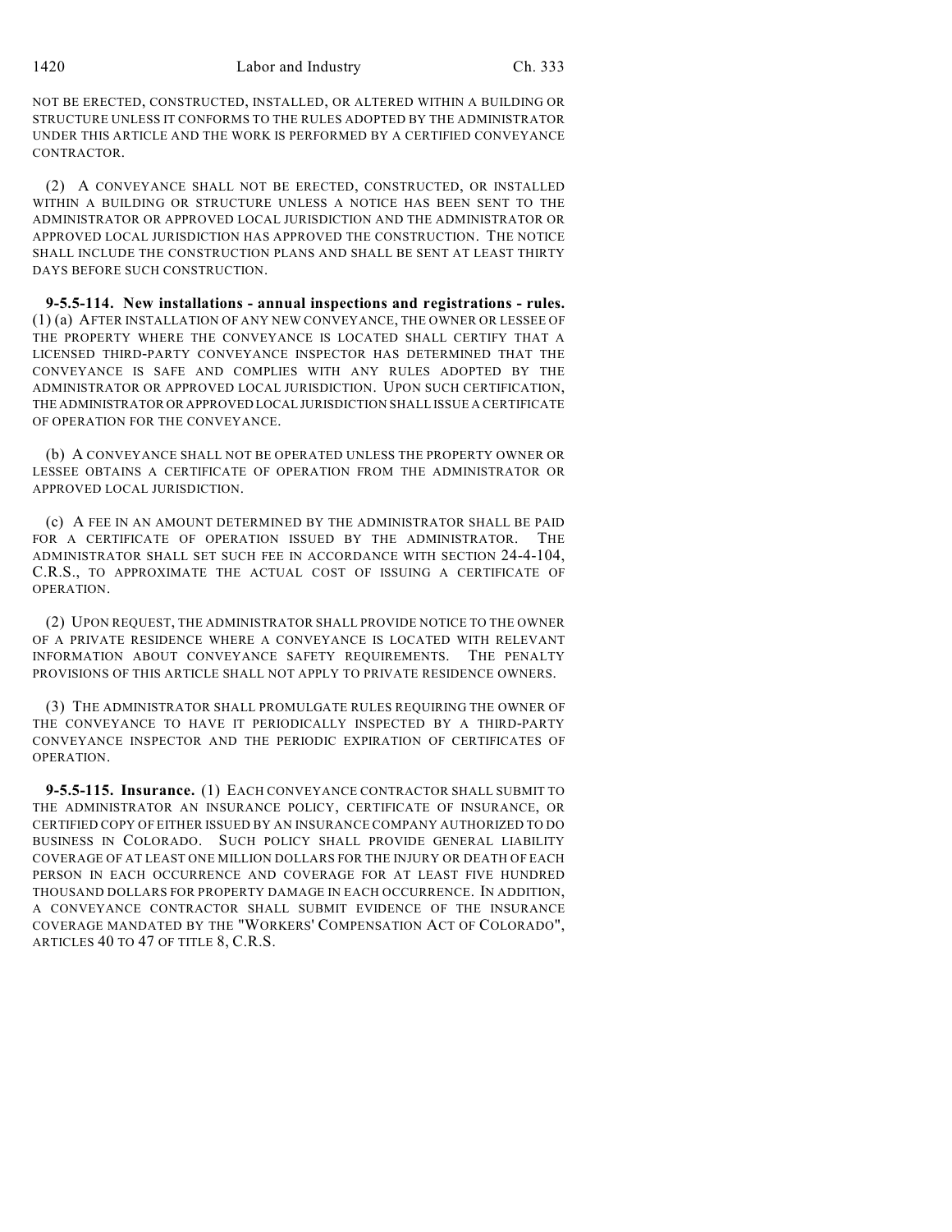NOT BE ERECTED, CONSTRUCTED, INSTALLED, OR ALTERED WITHIN A BUILDING OR STRUCTURE UNLESS IT CONFORMS TO THE RULES ADOPTED BY THE ADMINISTRATOR UNDER THIS ARTICLE AND THE WORK IS PERFORMED BY A CERTIFIED CONVEYANCE CONTRACTOR.

(2) A CONVEYANCE SHALL NOT BE ERECTED, CONSTRUCTED, OR INSTALLED WITHIN A BUILDING OR STRUCTURE UNLESS A NOTICE HAS BEEN SENT TO THE ADMINISTRATOR OR APPROVED LOCAL JURISDICTION AND THE ADMINISTRATOR OR APPROVED LOCAL JURISDICTION HAS APPROVED THE CONSTRUCTION. THE NOTICE SHALL INCLUDE THE CONSTRUCTION PLANS AND SHALL BE SENT AT LEAST THIRTY DAYS BEFORE SUCH CONSTRUCTION.

**9-5.5-114. New installations - annual inspections and registrations - rules.** (1) (a) AFTER INSTALLATION OF ANY NEW CONVEYANCE, THE OWNER OR LESSEE OF THE PROPERTY WHERE THE CONVEYANCE IS LOCATED SHALL CERTIFY THAT A LICENSED THIRD-PARTY CONVEYANCE INSPECTOR HAS DETERMINED THAT THE CONVEYANCE IS SAFE AND COMPLIES WITH ANY RULES ADOPTED BY THE ADMINISTRATOR OR APPROVED LOCAL JURISDICTION. UPON SUCH CERTIFICATION, THE ADMINISTRATOR OR APPROVED LOCAL JURISDICTION SHALL ISSUE A CERTIFICATE OF OPERATION FOR THE CONVEYANCE.

(b) A CONVEYANCE SHALL NOT BE OPERATED UNLESS THE PROPERTY OWNER OR LESSEE OBTAINS A CERTIFICATE OF OPERATION FROM THE ADMINISTRATOR OR APPROVED LOCAL JURISDICTION.

(c) A FEE IN AN AMOUNT DETERMINED BY THE ADMINISTRATOR SHALL BE PAID FOR A CERTIFICATE OF OPERATION ISSUED BY THE ADMINISTRATOR. THE ADMINISTRATOR SHALL SET SUCH FEE IN ACCORDANCE WITH SECTION 24-4-104, C.R.S., TO APPROXIMATE THE ACTUAL COST OF ISSUING A CERTIFICATE OF OPERATION.

(2) UPON REQUEST, THE ADMINISTRATOR SHALL PROVIDE NOTICE TO THE OWNER OF A PRIVATE RESIDENCE WHERE A CONVEYANCE IS LOCATED WITH RELEVANT INFORMATION ABOUT CONVEYANCE SAFETY REQUIREMENTS. THE PENALTY PROVISIONS OF THIS ARTICLE SHALL NOT APPLY TO PRIVATE RESIDENCE OWNERS.

(3) THE ADMINISTRATOR SHALL PROMULGATE RULES REQUIRING THE OWNER OF THE CONVEYANCE TO HAVE IT PERIODICALLY INSPECTED BY A THIRD-PARTY CONVEYANCE INSPECTOR AND THE PERIODIC EXPIRATION OF CERTIFICATES OF OPERATION.

**9-5.5-115. Insurance.** (1) EACH CONVEYANCE CONTRACTOR SHALL SUBMIT TO THE ADMINISTRATOR AN INSURANCE POLICY, CERTIFICATE OF INSURANCE, OR CERTIFIED COPY OF EITHER ISSUED BY AN INSURANCE COMPANY AUTHORIZED TO DO BUSINESS IN COLORADO. SUCH POLICY SHALL PROVIDE GENERAL LIABILITY COVERAGE OF AT LEAST ONE MILLION DOLLARS FOR THE INJURY OR DEATH OF EACH PERSON IN EACH OCCURRENCE AND COVERAGE FOR AT LEAST FIVE HUNDRED THOUSAND DOLLARS FOR PROPERTY DAMAGE IN EACH OCCURRENCE. IN ADDITION, A CONVEYANCE CONTRACTOR SHALL SUBMIT EVIDENCE OF THE INSURANCE COVERAGE MANDATED BY THE "WORKERS' COMPENSATION ACT OF COLORADO", ARTICLES 40 TO 47 OF TITLE 8, C.R.S.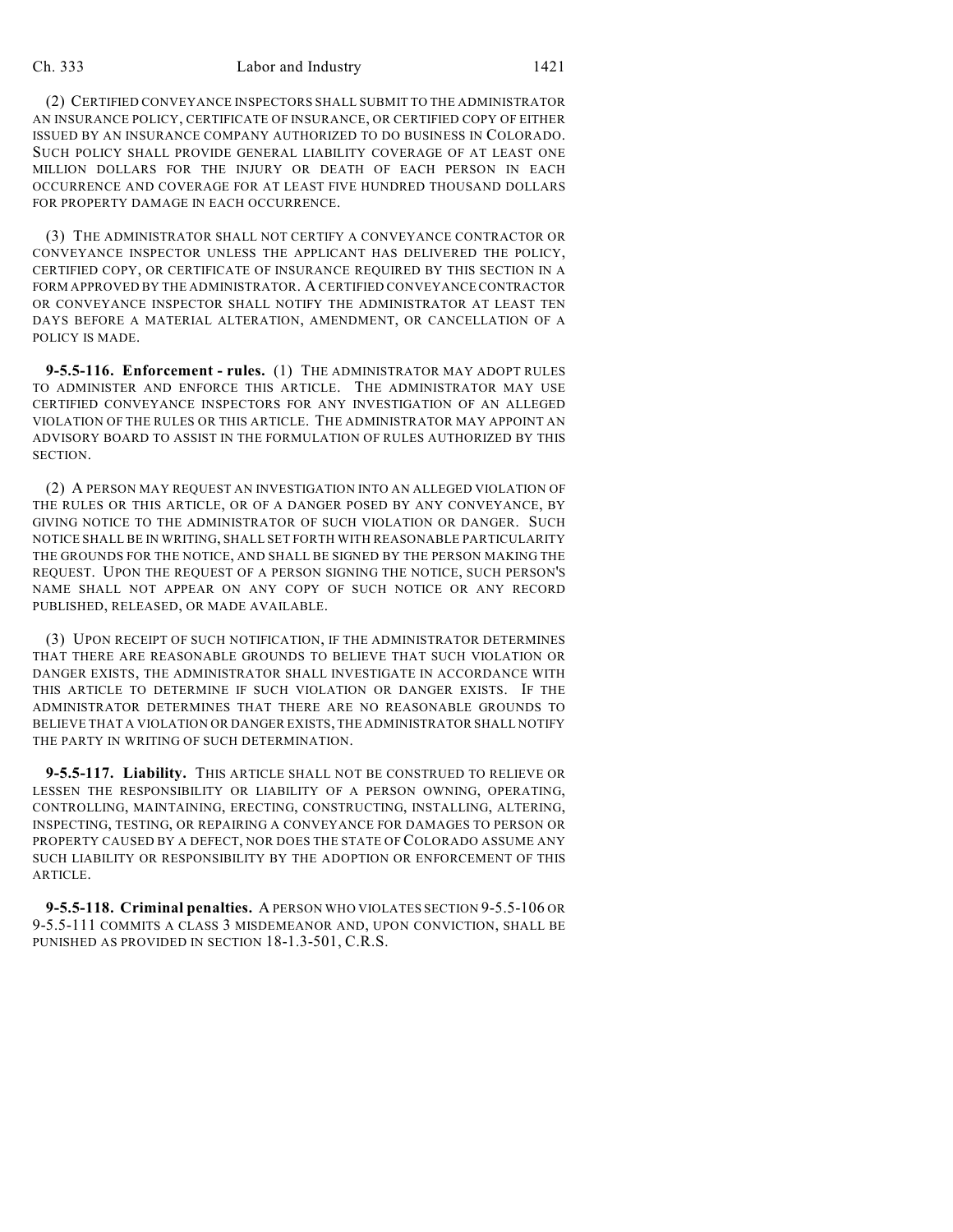(2) CERTIFIED CONVEYANCE INSPECTORS SHALL SUBMIT TO THE ADMINISTRATOR AN INSURANCE POLICY, CERTIFICATE OF INSURANCE, OR CERTIFIED COPY OF EITHER ISSUED BY AN INSURANCE COMPANY AUTHORIZED TO DO BUSINESS IN COLORADO. SUCH POLICY SHALL PROVIDE GENERAL LIABILITY COVERAGE OF AT LEAST ONE MILLION DOLLARS FOR THE INJURY OR DEATH OF EACH PERSON IN EACH OCCURRENCE AND COVERAGE FOR AT LEAST FIVE HUNDRED THOUSAND DOLLARS FOR PROPERTY DAMAGE IN EACH OCCURRENCE.

(3) THE ADMINISTRATOR SHALL NOT CERTIFY A CONVEYANCE CONTRACTOR OR CONVEYANCE INSPECTOR UNLESS THE APPLICANT HAS DELIVERED THE POLICY, CERTIFIED COPY, OR CERTIFICATE OF INSURANCE REQUIRED BY THIS SECTION IN A FORM APPROVED BY THE ADMINISTRATOR. A CERTIFIED CONVEYANCE CONTRACTOR OR CONVEYANCE INSPECTOR SHALL NOTIFY THE ADMINISTRATOR AT LEAST TEN DAYS BEFORE A MATERIAL ALTERATION, AMENDMENT, OR CANCELLATION OF A POLICY IS MADE.

**9-5.5-116. Enforcement - rules.** (1) THE ADMINISTRATOR MAY ADOPT RULES TO ADMINISTER AND ENFORCE THIS ARTICLE. THE ADMINISTRATOR MAY USE CERTIFIED CONVEYANCE INSPECTORS FOR ANY INVESTIGATION OF AN ALLEGED VIOLATION OF THE RULES OR THIS ARTICLE. THE ADMINISTRATOR MAY APPOINT AN ADVISORY BOARD TO ASSIST IN THE FORMULATION OF RULES AUTHORIZED BY THIS SECTION.

(2) A PERSON MAY REQUEST AN INVESTIGATION INTO AN ALLEGED VIOLATION OF THE RULES OR THIS ARTICLE, OR OF A DANGER POSED BY ANY CONVEYANCE, BY GIVING NOTICE TO THE ADMINISTRATOR OF SUCH VIOLATION OR DANGER. SUCH NOTICE SHALL BE IN WRITING, SHALL SET FORTH WITH REASONABLE PARTICULARITY THE GROUNDS FOR THE NOTICE, AND SHALL BE SIGNED BY THE PERSON MAKING THE REQUEST. UPON THE REQUEST OF A PERSON SIGNING THE NOTICE, SUCH PERSON'S NAME SHALL NOT APPEAR ON ANY COPY OF SUCH NOTICE OR ANY RECORD PUBLISHED, RELEASED, OR MADE AVAILABLE.

(3) UPON RECEIPT OF SUCH NOTIFICATION, IF THE ADMINISTRATOR DETERMINES THAT THERE ARE REASONABLE GROUNDS TO BELIEVE THAT SUCH VIOLATION OR DANGER EXISTS, THE ADMINISTRATOR SHALL INVESTIGATE IN ACCORDANCE WITH THIS ARTICLE TO DETERMINE IF SUCH VIOLATION OR DANGER EXISTS. IF THE ADMINISTRATOR DETERMINES THAT THERE ARE NO REASONABLE GROUNDS TO BELIEVE THAT A VIOLATION OR DANGER EXISTS, THE ADMINISTRATOR SHALL NOTIFY THE PARTY IN WRITING OF SUCH DETERMINATION.

**9-5.5-117. Liability.** THIS ARTICLE SHALL NOT BE CONSTRUED TO RELIEVE OR LESSEN THE RESPONSIBILITY OR LIABILITY OF A PERSON OWNING, OPERATING, CONTROLLING, MAINTAINING, ERECTING, CONSTRUCTING, INSTALLING, ALTERING, INSPECTING, TESTING, OR REPAIRING A CONVEYANCE FOR DAMAGES TO PERSON OR PROPERTY CAUSED BY A DEFECT, NOR DOES THE STATE OF COLORADO ASSUME ANY SUCH LIABILITY OR RESPONSIBILITY BY THE ADOPTION OR ENFORCEMENT OF THIS ARTICLE.

**9-5.5-118. Criminal penalties.** A PERSON WHO VIOLATES SECTION 9-5.5-106 OR 9-5.5-111 COMMITS A CLASS 3 MISDEMEANOR AND, UPON CONVICTION, SHALL BE PUNISHED AS PROVIDED IN SECTION 18-1.3-501, C.R.S.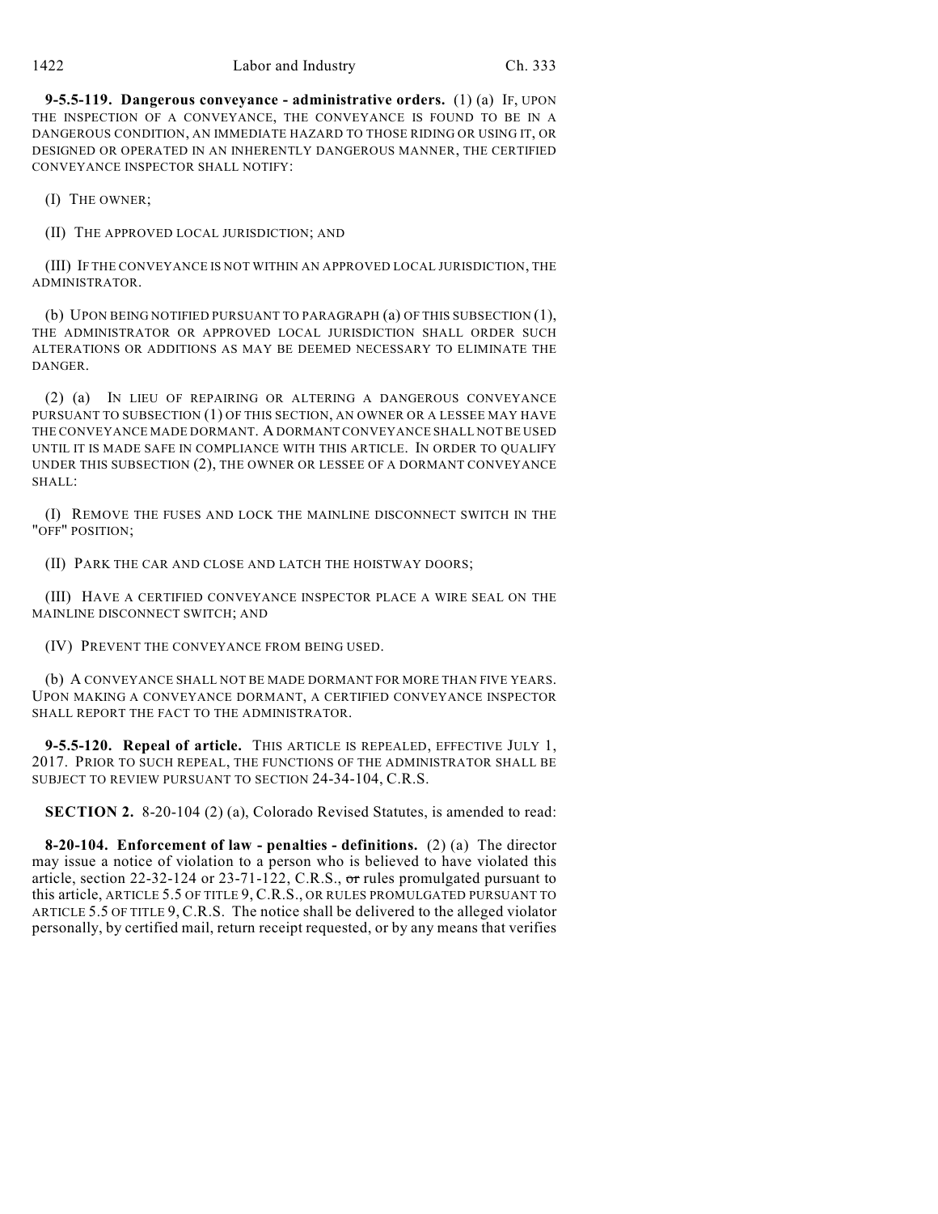**9-5.5-119. Dangerous conveyance - administrative orders.** (1) (a) IF, UPON THE INSPECTION OF A CONVEYANCE, THE CONVEYANCE IS FOUND TO BE IN A DANGEROUS CONDITION, AN IMMEDIATE HAZARD TO THOSE RIDING OR USING IT, OR DESIGNED OR OPERATED IN AN INHERENTLY DANGEROUS MANNER, THE CERTIFIED CONVEYANCE INSPECTOR SHALL NOTIFY:

(I) THE OWNER;

(II) THE APPROVED LOCAL JURISDICTION; AND

(III) IF THE CONVEYANCE IS NOT WITHIN AN APPROVED LOCAL JURISDICTION, THE ADMINISTRATOR.

(b) UPON BEING NOTIFIED PURSUANT TO PARAGRAPH (a) OF THIS SUBSECTION (1), THE ADMINISTRATOR OR APPROVED LOCAL JURISDICTION SHALL ORDER SUCH ALTERATIONS OR ADDITIONS AS MAY BE DEEMED NECESSARY TO ELIMINATE THE DANGER.

(2) (a) IN LIEU OF REPAIRING OR ALTERING A DANGEROUS CONVEYANCE PURSUANT TO SUBSECTION (1) OF THIS SECTION, AN OWNER OR A LESSEE MAY HAVE THE CONVEYANCE MADE DORMANT. A DORMANT CONVEYANCE SHALL NOT BE USED UNTIL IT IS MADE SAFE IN COMPLIANCE WITH THIS ARTICLE. IN ORDER TO QUALIFY UNDER THIS SUBSECTION (2), THE OWNER OR LESSEE OF A DORMANT CONVEYANCE SHALL:

(I) REMOVE THE FUSES AND LOCK THE MAINLINE DISCONNECT SWITCH IN THE "OFF" POSITION;

(II) PARK THE CAR AND CLOSE AND LATCH THE HOISTWAY DOORS;

(III) HAVE A CERTIFIED CONVEYANCE INSPECTOR PLACE A WIRE SEAL ON THE MAINLINE DISCONNECT SWITCH; AND

(IV) PREVENT THE CONVEYANCE FROM BEING USED.

(b) A CONVEYANCE SHALL NOT BE MADE DORMANT FOR MORE THAN FIVE YEARS. UPON MAKING A CONVEYANCE DORMANT, A CERTIFIED CONVEYANCE INSPECTOR SHALL REPORT THE FACT TO THE ADMINISTRATOR.

**9-5.5-120. Repeal of article.** THIS ARTICLE IS REPEALED, EFFECTIVE JULY 1, 2017. PRIOR TO SUCH REPEAL, THE FUNCTIONS OF THE ADMINISTRATOR SHALL BE SUBJECT TO REVIEW PURSUANT TO SECTION 24-34-104, C.R.S.

**SECTION 2.** 8-20-104 (2) (a), Colorado Revised Statutes, is amended to read:

**8-20-104. Enforcement of law - penalties - definitions.** (2) (a) The director may issue a notice of violation to a person who is believed to have violated this article, section 22-32-124 or 23-71-122, C.R.S., ~~or~~ rules promulgated pursuant to this article, ARTICLE 5.5 OF TITLE 9, C.R.S., OR RULES PROMULGATED PURSUANT TO ARTICLE 5.5 OF TITLE 9, C.R.S. The notice shall be delivered to the alleged violator personally, by certified mail, return receipt requested, or by any means that verifies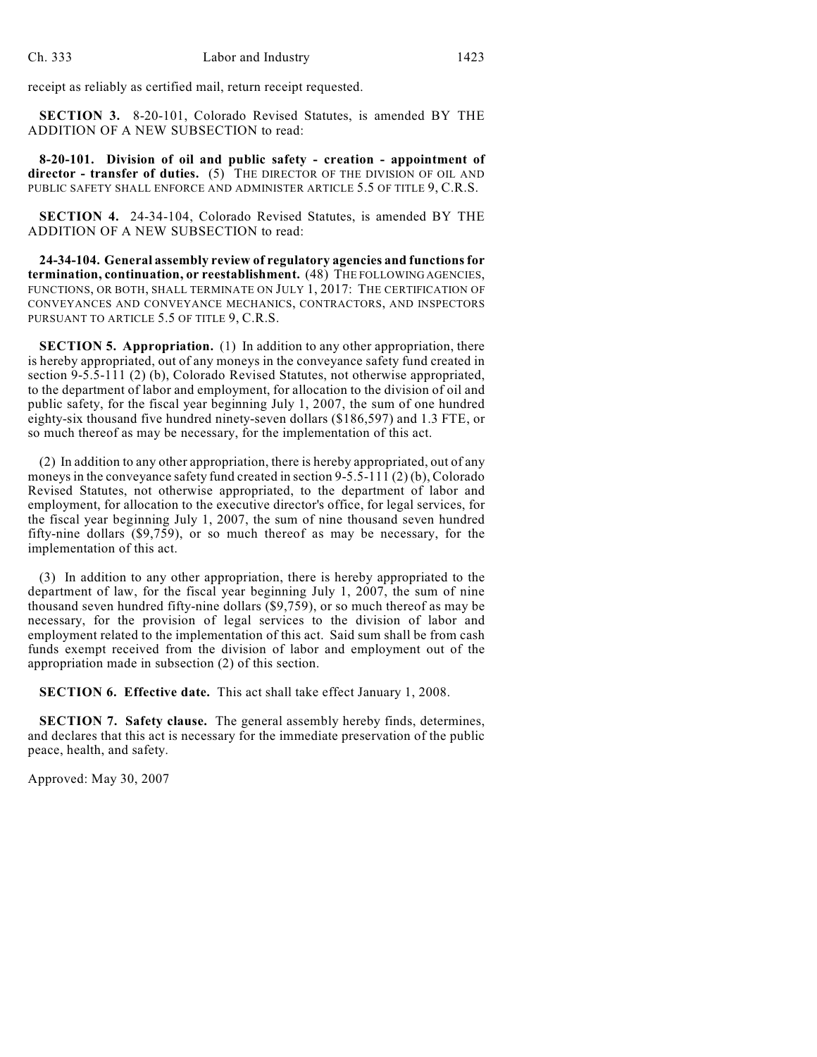receipt as reliably as certified mail, return receipt requested.

**SECTION 3.** 8-20-101, Colorado Revised Statutes, is amended BY THE ADDITION OF A NEW SUBSECTION to read:

**8-20-101. Division of oil and public safety - creation - appointment of director - transfer of duties.** (5) THE DIRECTOR OF THE DIVISION OF OIL AND PUBLIC SAFETY SHALL ENFORCE AND ADMINISTER ARTICLE 5.5 OF TITLE 9, C.R.S.

**SECTION 4.** 24-34-104, Colorado Revised Statutes, is amended BY THE ADDITION OF A NEW SUBSECTION to read:

**24-34-104. General assembly review of regulatory agencies and functions for termination, continuation, or reestablishment.** (48) THE FOLLOWING AGENCIES, FUNCTIONS, OR BOTH, SHALL TERMINATE ON JULY 1, 2017: THE CERTIFICATION OF CONVEYANCES AND CONVEYANCE MECHANICS, CONTRACTORS, AND INSPECTORS PURSUANT TO ARTICLE 5.5 OF TITLE 9, C.R.S.

**SECTION 5. Appropriation.** (1) In addition to any other appropriation, there is hereby appropriated, out of any moneys in the conveyance safety fund created in section 9-5.5-111 (2) (b), Colorado Revised Statutes, not otherwise appropriated, to the department of labor and employment, for allocation to the division of oil and public safety, for the fiscal year beginning July 1, 2007, the sum of one hundred eighty-six thousand five hundred ninety-seven dollars ($186,597) and 1.3 FTE, or so much thereof as may be necessary, for the implementation of this act.

(2) In addition to any other appropriation, there is hereby appropriated, out of any moneys in the conveyance safety fund created in section 9-5.5-111 (2) (b), Colorado Revised Statutes, not otherwise appropriated, to the department of labor and employment, for allocation to the executive director's office, for legal services, for the fiscal year beginning July 1, 2007, the sum of nine thousand seven hundred fifty-nine dollars ($9,759), or so much thereof as may be necessary, for the implementation of this act.

(3) In addition to any other appropriation, there is hereby appropriated to the department of law, for the fiscal year beginning July 1, 2007, the sum of nine thousand seven hundred fifty-nine dollars ($9,759), or so much thereof as may be necessary, for the provision of legal services to the division of labor and employment related to the implementation of this act. Said sum shall be from cash funds exempt received from the division of labor and employment out of the appropriation made in subsection (2) of this section.

**SECTION 6. Effective date.** This act shall take effect January 1, 2008.

**SECTION 7. Safety clause.** The general assembly hereby finds, determines, and declares that this act is necessary for the immediate preservation of the public peace, health, and safety.

Approved: May 30, 2007